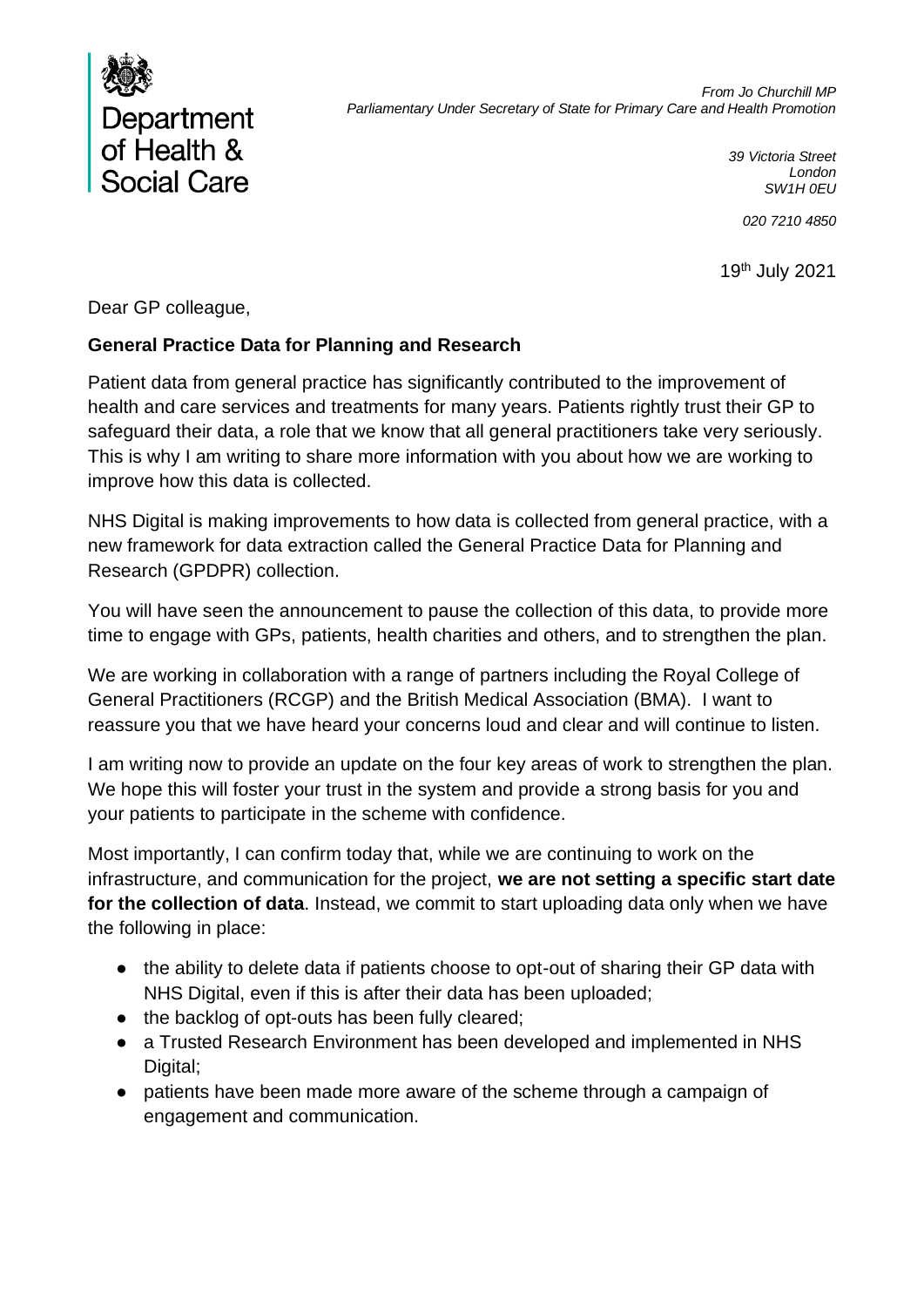Department of Health & Social Care

*From Jo Churchill MP*
*Parliamentary Under Secretary of State for Primary Care and Health Promotion*

*39 Victoria Street*
*London*
*SW1H 0EU*

*020 7210 4850*

19th July 2021

Dear GP colleague,

**General Practice Data for Planning and Research**

Patient data from general practice has significantly contributed to the improvement of health and care services and treatments for many years. Patients rightly trust their GP to safeguard their data, a role that we know that all general practitioners take very seriously. This is why I am writing to share more information with you about how we are working to improve how this data is collected.

NHS Digital is making improvements to how data is collected from general practice, with a new framework for data extraction called the General Practice Data for Planning and Research (GPDPR) collection.

You will have seen the announcement to pause the collection of this data, to provide more time to engage with GPs, patients, health charities and others, and to strengthen the plan.

We are working in collaboration with a range of partners including the Royal College of General Practitioners (RCGP) and the British Medical Association (BMA). I want to reassure you that we have heard your concerns loud and clear and will continue to listen.

I am writing now to provide an update on the four key areas of work to strengthen the plan. We hope this will foster your trust in the system and provide a strong basis for you and your patients to participate in the scheme with confidence.

Most importantly, I can confirm today that, while we are continuing to work on the infrastructure, and communication for the project, **we are not setting a specific start date for the collection of data**. Instead, we commit to start uploading data only when we have the following in place:

- the ability to delete data if patients choose to opt-out of sharing their GP data with NHS Digital, even if this is after their data has been uploaded;
- the backlog of opt-outs has been fully cleared;
- a Trusted Research Environment has been developed and implemented in NHS Digital;
- patients have been made more aware of the scheme through a campaign of engagement and communication.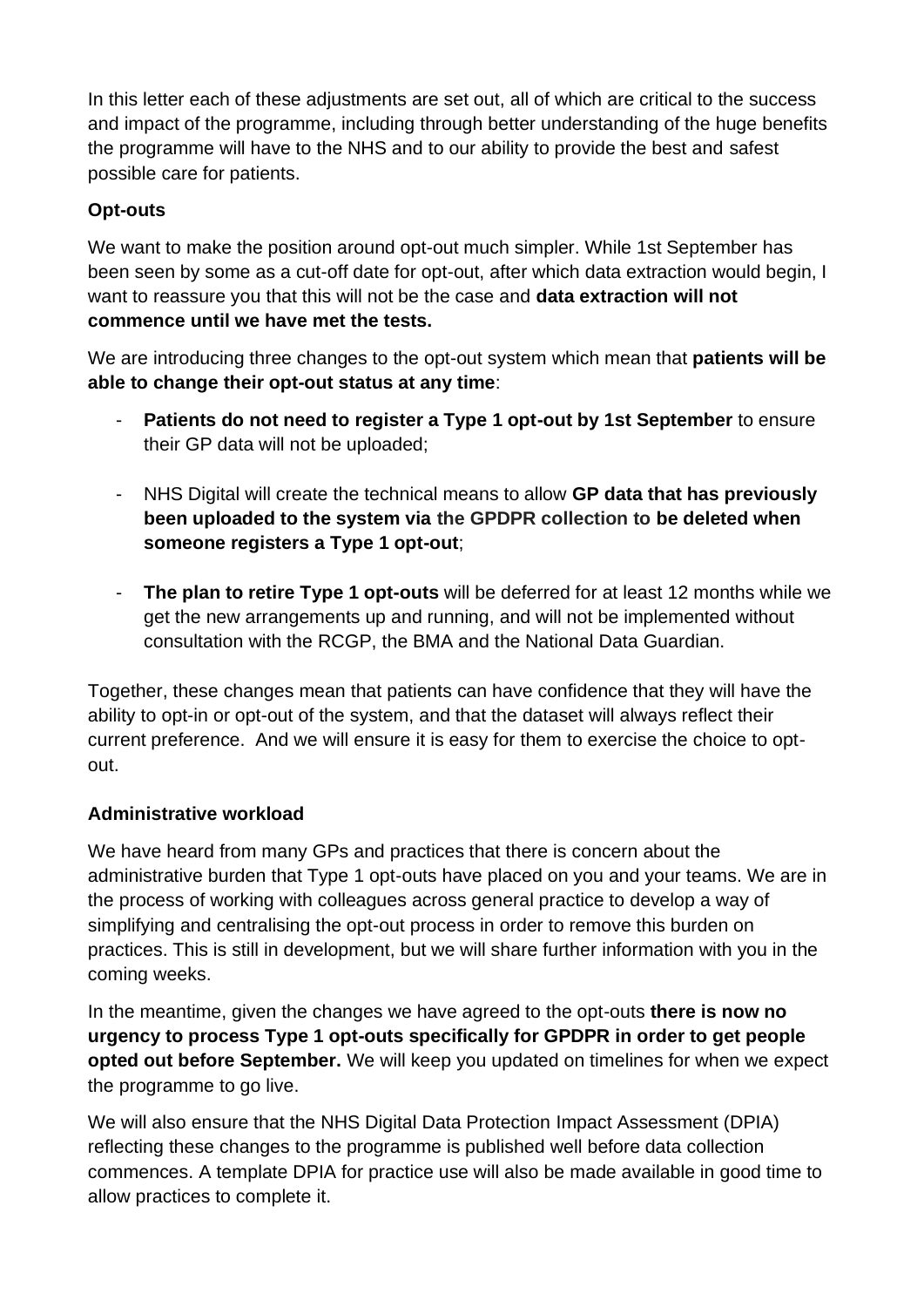In this letter each of these adjustments are set out, all of which are critical to the success and impact of the programme, including through better understanding of the huge benefits the programme will have to the NHS and to our ability to provide the best and safest possible care for patients.

**Opt-outs**

We want to make the position around opt-out much simpler. While 1st September has been seen by some as a cut-off date for opt-out, after which data extraction would begin, I want to reassure you that this will not be the case and **data extraction will not commence until we have met the tests.**

We are introducing three changes to the opt-out system which mean that **patients will be able to change their opt-out status at any time**:

- **Patients do not need to register a Type 1 opt-out by 1st September** to ensure their GP data will not be uploaded;

- NHS Digital will create the technical means to allow **GP data that has previously been uploaded to the system via the GPDPR collection to be deleted when someone registers a Type 1 opt-out**;

- **The plan to retire Type 1 opt-outs** will be deferred for at least 12 months while we get the new arrangements up and running, and will not be implemented without consultation with the RCGP, the BMA and the National Data Guardian.

Together, these changes mean that patients can have confidence that they will have the ability to opt-in or opt-out of the system, and that the dataset will always reflect their current preference. And we will ensure it is easy for them to exercise the choice to opt-out.

**Administrative workload**

We have heard from many GPs and practices that there is concern about the administrative burden that Type 1 opt-outs have placed on you and your teams. We are in the process of working with colleagues across general practice to develop a way of simplifying and centralising the opt-out process in order to remove this burden on practices. This is still in development, but we will share further information with you in the coming weeks.

In the meantime, given the changes we have agreed to the opt-outs **there is now no urgency to process Type 1 opt-outs specifically for GPDPR in order to get people opted out before September.** We will keep you updated on timelines for when we expect the programme to go live.

We will also ensure that the NHS Digital Data Protection Impact Assessment (DPIA) reflecting these changes to the programme is published well before data collection commences. A template DPIA for practice use will also be made available in good time to allow practices to complete it.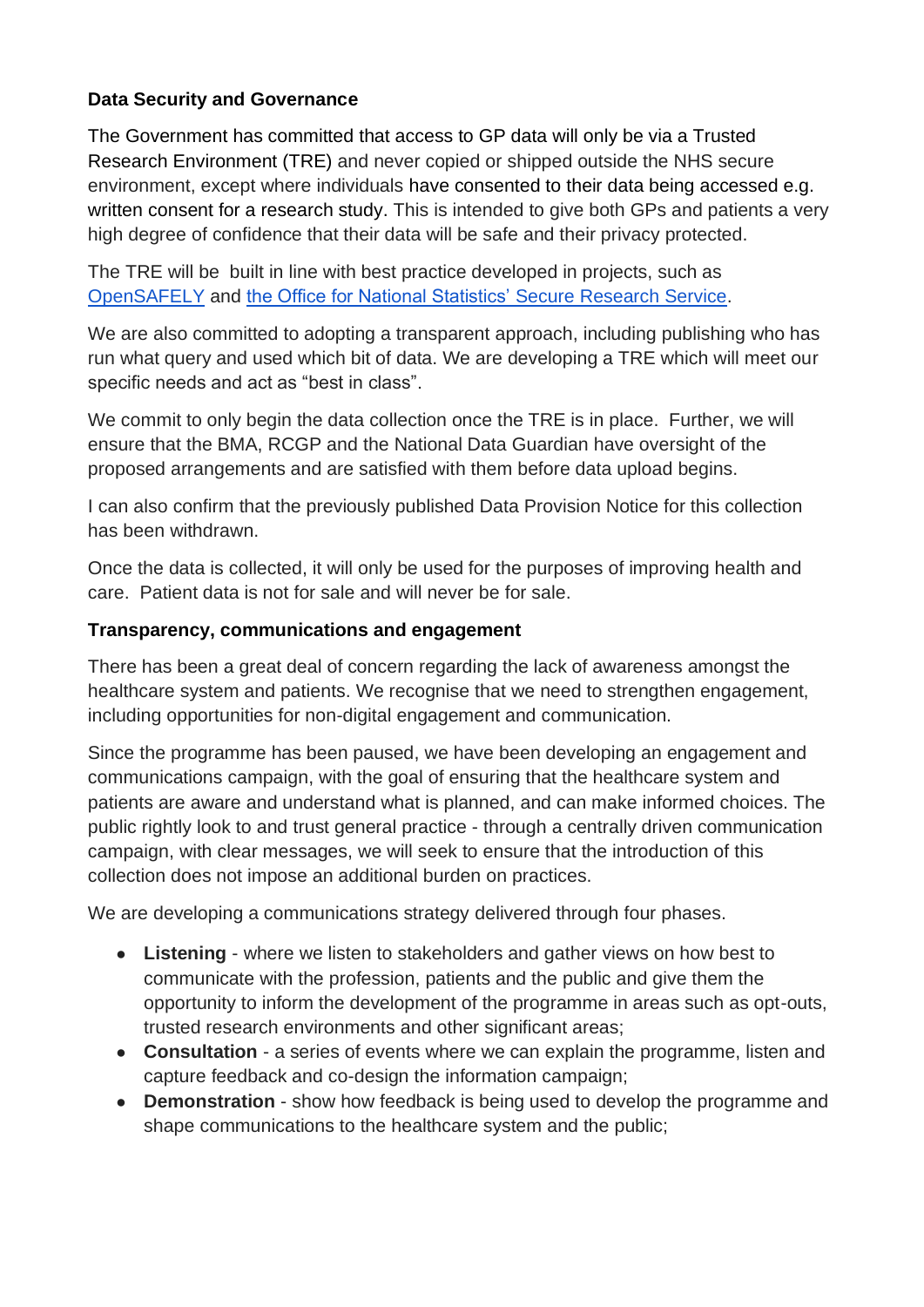**Data Security and Governance**

The Government has committed that access to GP data will only be via a Trusted Research Environment (TRE) and never copied or shipped outside the NHS secure environment, except where individuals have consented to their data being accessed e.g. written consent for a research study. This is intended to give both GPs and patients a very high degree of confidence that their data will be safe and their privacy protected.

The TRE will be built in line with best practice developed in projects, such as OpenSAFELY and the Office for National Statistics' Secure Research Service.

We are also committed to adopting a transparent approach, including publishing who has run what query and used which bit of data. We are developing a TRE which will meet our specific needs and act as "best in class".

We commit to only begin the data collection once the TRE is in place. Further, we will ensure that the BMA, RCGP and the National Data Guardian have oversight of the proposed arrangements and are satisfied with them before data upload begins.

I can also confirm that the previously published Data Provision Notice for this collection has been withdrawn.

Once the data is collected, it will only be used for the purposes of improving health and care. Patient data is not for sale and will never be for sale.

**Transparency, communications and engagement**

There has been a great deal of concern regarding the lack of awareness amongst the healthcare system and patients. We recognise that we need to strengthen engagement, including opportunities for non-digital engagement and communication.

Since the programme has been paused, we have been developing an engagement and communications campaign, with the goal of ensuring that the healthcare system and patients are aware and understand what is planned, and can make informed choices. The public rightly look to and trust general practice - through a centrally driven communication campaign, with clear messages, we will seek to ensure that the introduction of this collection does not impose an additional burden on practices.

We are developing a communications strategy delivered through four phases.

- **Listening** - where we listen to stakeholders and gather views on how best to communicate with the profession, patients and the public and give them the opportunity to inform the development of the programme in areas such as opt-outs, trusted research environments and other significant areas;
- **Consultation** - a series of events where we can explain the programme, listen and capture feedback and co-design the information campaign;
- **Demonstration** - show how feedback is being used to develop the programme and shape communications to the healthcare system and the public;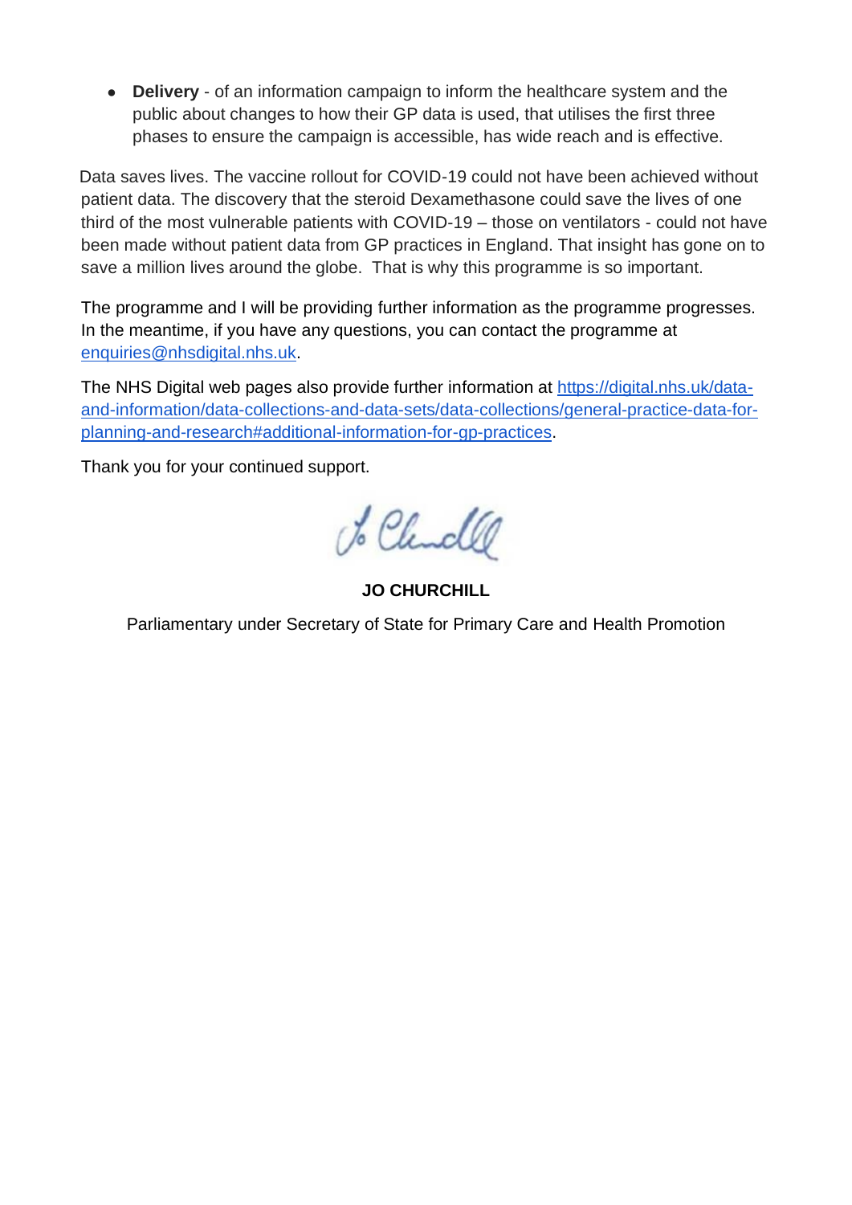- **Delivery** - of an information campaign to inform the healthcare system and the public about changes to how their GP data is used, that utilises the first three phases to ensure the campaign is accessible, has wide reach and is effective.

Data saves lives. The vaccine rollout for COVID-19 could not have been achieved without patient data. The discovery that the steroid Dexamethasone could save the lives of one third of the most vulnerable patients with COVID-19 – those on ventilators - could not have been made without patient data from GP practices in England. That insight has gone on to save a million lives around the globe. That is why this programme is so important.

The programme and I will be providing further information as the programme progresses. In the meantime, if you have any questions, you can contact the programme at [enquiries@nhsdigital.nhs.uk](mailto:enquiries@nhsdigital.nhs.uk).

The NHS Digital web pages also provide further information at [https://digital.nhs.uk/data-and-information/data-collections-and-data-sets/data-collections/general-practice-data-for-planning-and-research#additional-information-for-gp-practices](https://digital.nhs.uk/data-and-information/data-collections-and-data-sets/data-collections/general-practice-data-for-planning-and-research#additional-information-for-gp-practices).

Thank you for your continued support.

**JO CHURCHILL**

Parliamentary under Secretary of State for Primary Care and Health Promotion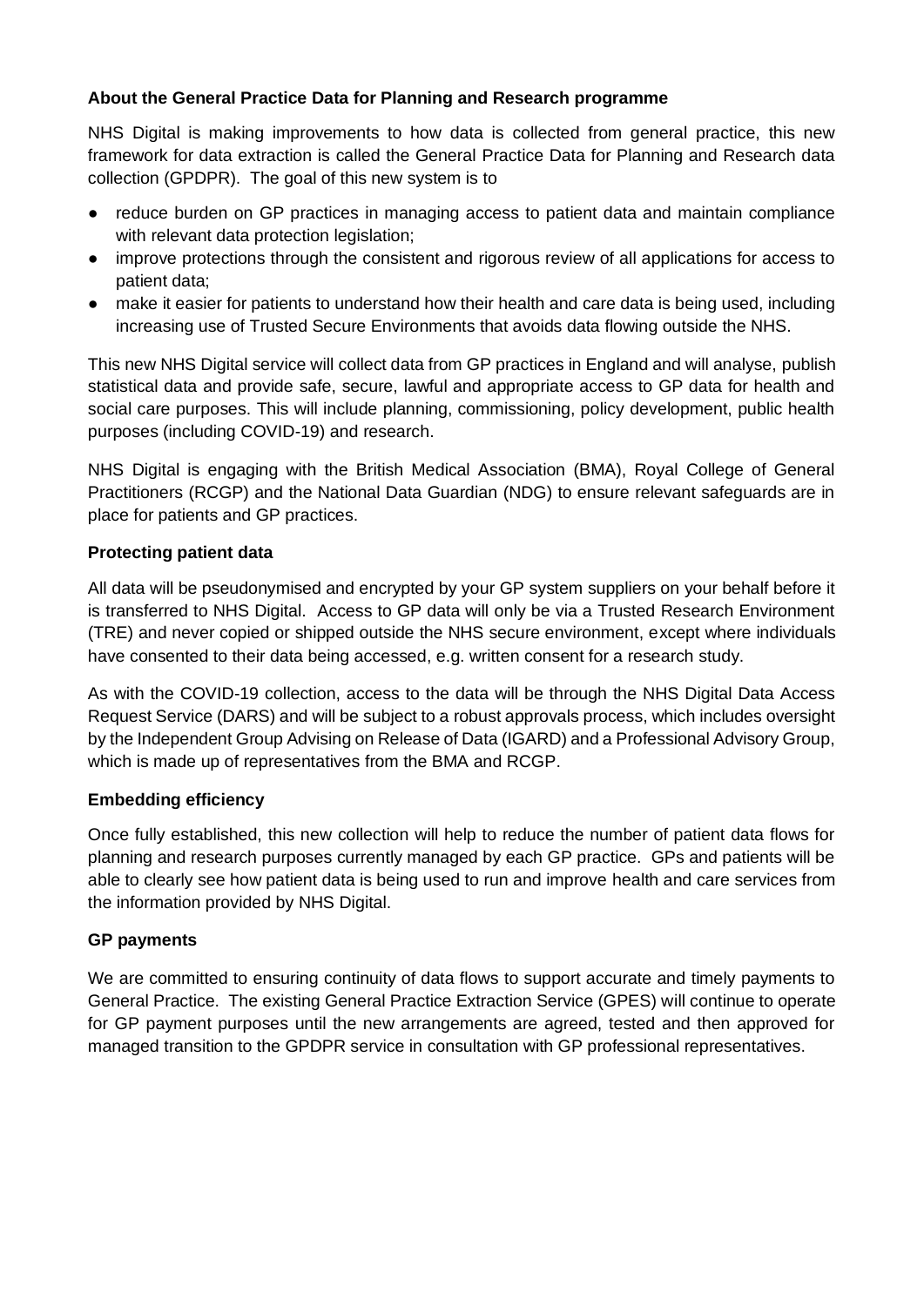**About the General Practice Data for Planning and Research programme**

NHS Digital is making improvements to how data is collected from general practice, this new framework for data extraction is called the General Practice Data for Planning and Research data collection (GPDPR). The goal of this new system is to

- reduce burden on GP practices in managing access to patient data and maintain compliance with relevant data protection legislation;
- improve protections through the consistent and rigorous review of all applications for access to patient data;
- make it easier for patients to understand how their health and care data is being used, including increasing use of Trusted Secure Environments that avoids data flowing outside the NHS.

This new NHS Digital service will collect data from GP practices in England and will analyse, publish statistical data and provide safe, secure, lawful and appropriate access to GP data for health and social care purposes. This will include planning, commissioning, policy development, public health purposes (including COVID-19) and research.

NHS Digital is engaging with the British Medical Association (BMA), Royal College of General Practitioners (RCGP) and the National Data Guardian (NDG) to ensure relevant safeguards are in place for patients and GP practices.

**Protecting patient data**

All data will be pseudonymised and encrypted by your GP system suppliers on your behalf before it is transferred to NHS Digital. Access to GP data will only be via a Trusted Research Environment (TRE) and never copied or shipped outside the NHS secure environment, except where individuals have consented to their data being accessed, e.g. written consent for a research study.

As with the COVID-19 collection, access to the data will be through the NHS Digital Data Access Request Service (DARS) and will be subject to a robust approvals process, which includes oversight by the Independent Group Advising on Release of Data (IGARD) and a Professional Advisory Group, which is made up of representatives from the BMA and RCGP.

**Embedding efficiency**

Once fully established, this new collection will help to reduce the number of patient data flows for planning and research purposes currently managed by each GP practice. GPs and patients will be able to clearly see how patient data is being used to run and improve health and care services from the information provided by NHS Digital.

**GP payments**

We are committed to ensuring continuity of data flows to support accurate and timely payments to General Practice. The existing General Practice Extraction Service (GPES) will continue to operate for GP payment purposes until the new arrangements are agreed, tested and then approved for managed transition to the GPDPR service in consultation with GP professional representatives.